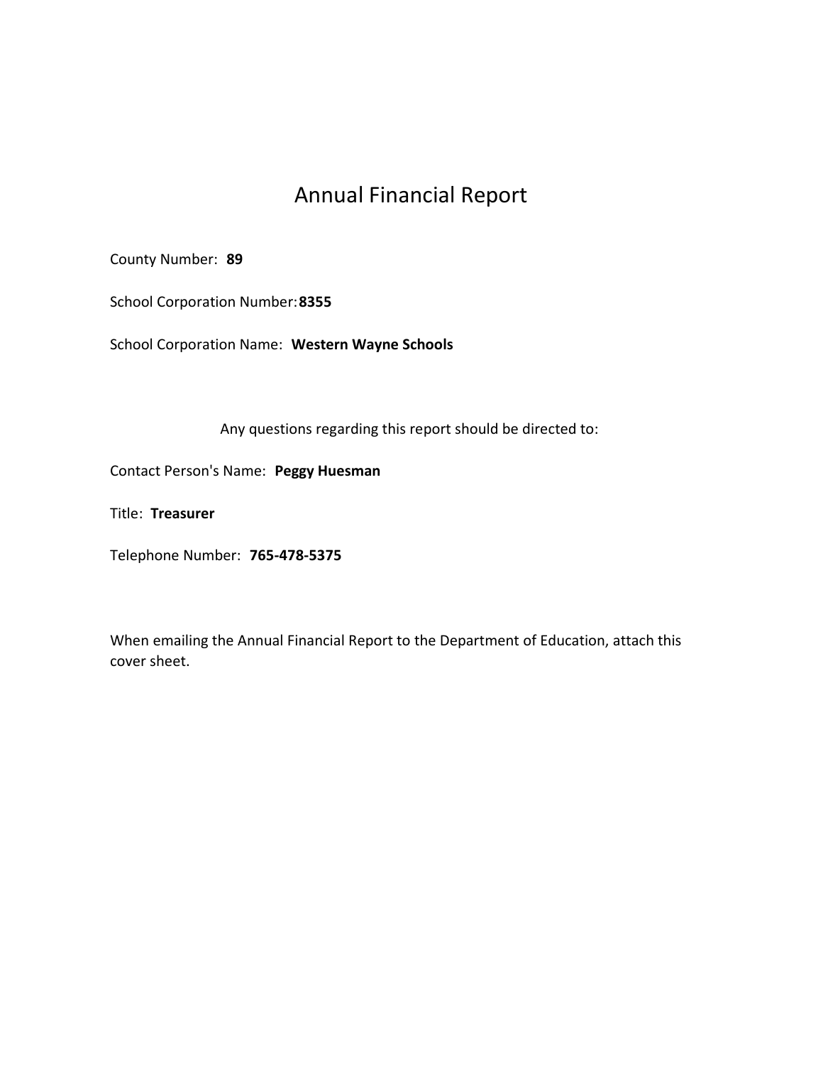# Annual Financial Report

County Number: **89**

School Corporation Number: **8355**

School Corporation Name: **Western Wayne Schools**

Any questions regarding this report should be directed to:

Contact Person's Name: **Peggy Huesman**

Title: **Treasurer**

Telephone Number: **765-478-5375**

When emailing the Annual Financial Report to the Department of Education, attach this cover sheet.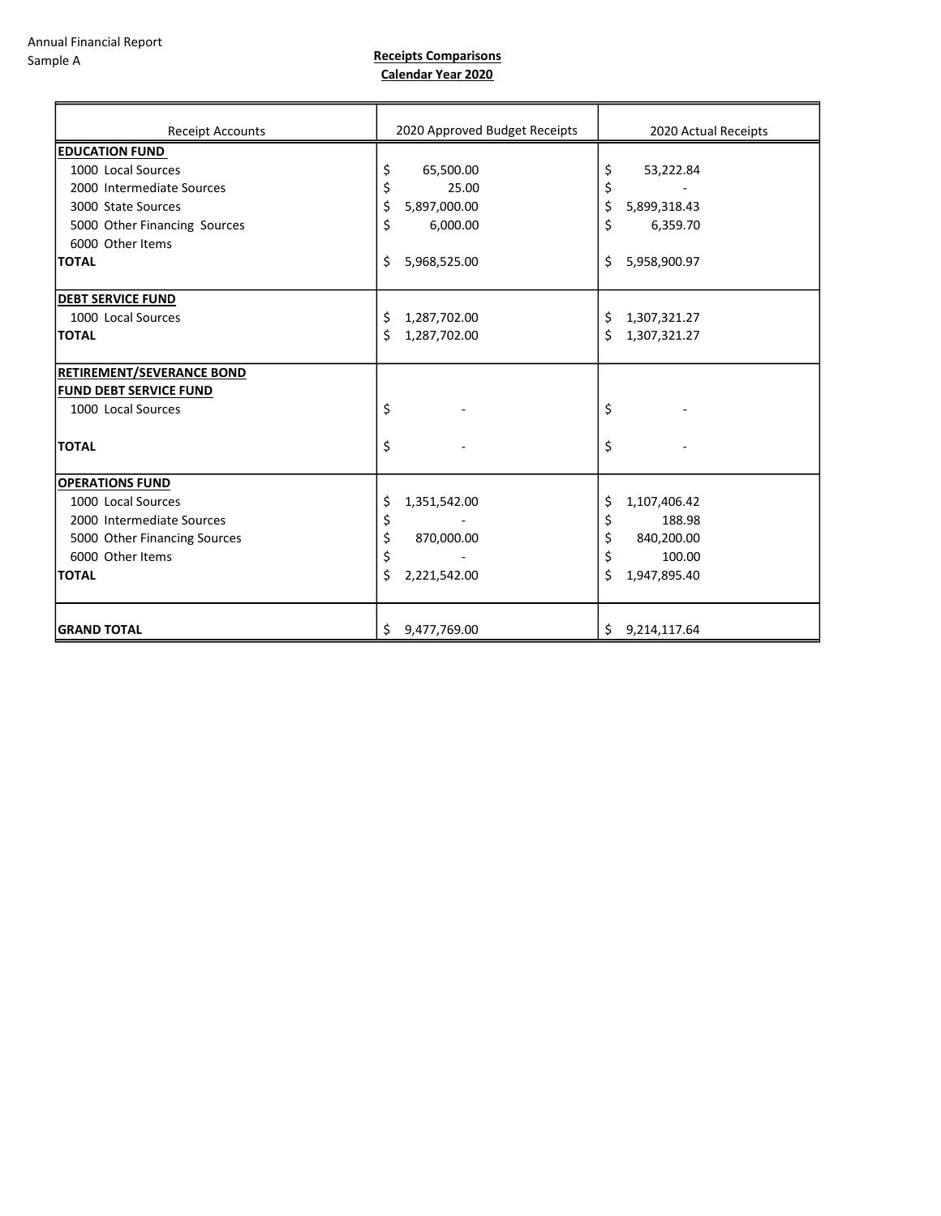Annual Financial Report
Sample A

**Receipts Comparisons**
**Calendar Year 2020**

| Receipt Accounts | 2020 Approved Budget Receipts | 2020 Actual Receipts |
|---|---|---|
| **EDUCATION FUND** | | |
| 1000 Local Sources | $ 65,500.00 | $ 53,222.84 |
| 2000 Intermediate Sources | $ 25.00 | $ - |
| 3000 State Sources | $ 5,897,000.00 | $ 5,899,318.43 |
| 5000 Other Financing Sources | $ 6,000.00 | $ 6,359.70 |
| 6000 Other Items | | |
| **TOTAL** | $ 5,968,525.00 | $ 5,958,900.97 |
| **DEBT SERVICE FUND** | | |
| 1000 Local Sources | $ 1,287,702.00 | $ 1,307,321.27 |
| **TOTAL** | $ 1,287,702.00 | $ 1,307,321.27 |
| **RETIREMENT/SEVERANCE BOND FUND DEBT SERVICE FUND** | | |
| 1000 Local Sources | $ - | $ - |
| **TOTAL** | $ - | $ - |
| **OPERATIONS FUND** | | |
| 1000 Local Sources | $ 1,351,542.00 | $ 1,107,406.42 |
| 2000 Intermediate Sources | $ - | $ 188.98 |
| 5000 Other Financing Sources | $ 870,000.00 | $ 840,200.00 |
| 6000 Other Items | $ - | $ 100.00 |
| **TOTAL** | $ 2,221,542.00 | $ 1,947,895.40 |
| **GRAND TOTAL** | $ 9,477,769.00 | $ 9,214,117.64 |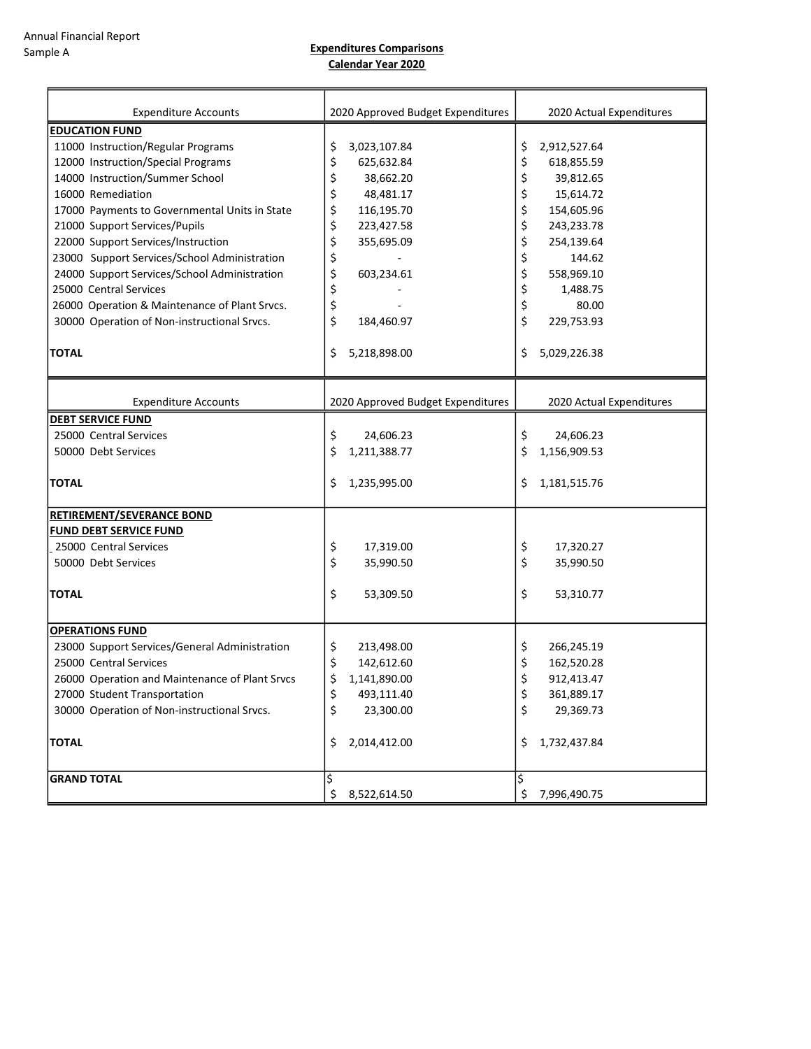Annual Financial Report
Sample A

## Expenditures Comparisons
## Calendar Year 2020

| Expenditure Accounts | 2020 Approved Budget Expenditures | 2020 Actual Expenditures |
|---|---|---|
| **EDUCATION FUND** | | |
| 11000 Instruction/Regular Programs | $ 3,023,107.84 | $ 2,912,527.64 |
| 12000 Instruction/Special Programs | $ 625,632.84 | $ 618,855.59 |
| 14000 Instruction/Summer School | $ 38,662.20 | $ 39,812.65 |
| 16000 Remediation | $ 48,481.17 | $ 15,614.72 |
| 17000 Payments to Governmental Units in State | $ 116,195.70 | $ 154,605.96 |
| 21000 Support Services/Pupils | $ 223,427.58 | $ 243,233.78 |
| 22000 Support Services/Instruction | $ 355,695.09 | $ 254,139.64 |
| 23000 Support Services/School Administration | $ - | $ 144.62 |
| 24000 Support Services/School Administration | $ 603,234.61 | $ 558,969.10 |
| 25000 Central Services | $ - | $ 1,488.75 |
| 26000 Operation & Maintenance of Plant Srvcs. | $ - | $ 80.00 |
| 30000 Operation of Non-instructional Srvcs. | $ 184,460.97 | $ 229,753.93 |
| **TOTAL** | $ 5,218,898.00 | $ 5,029,226.38 |

| Expenditure Accounts | 2020 Approved Budget Expenditures | 2020 Actual Expenditures |
|---|---|---|
| **DEBT SERVICE FUND** | | |
| 25000 Central Services | $ 24,606.23 | $ 24,606.23 |
| 50000 Debt Services | $ 1,211,388.77 | $ 1,156,909.53 |
| **TOTAL** | $ 1,235,995.00 | $ 1,181,515.76 |
| **RETIREMENT/SEVERANCE BOND FUND DEBT SERVICE FUND** | | |
| 25000 Central Services | $ 17,319.00 | $ 17,320.27 |
| 50000 Debt Services | $ 35,990.50 | $ 35,990.50 |
| **TOTAL** | $ 53,309.50 | $ 53,310.77 |
| **OPERATIONS FUND** | | |
| 23000 Support Services/General Administration | $ 213,498.00 | $ 266,245.19 |
| 25000 Central Services | $ 142,612.60 | $ 162,520.28 |
| 26000 Operation and Maintenance of Plant Srvcs | $ 1,141,890.00 | $ 912,413.47 |
| 27000 Student Transportation | $ 493,111.40 | $ 361,889.17 |
| 30000 Operation of Non-instructional Srvcs. | $ 23,300.00 | $ 29,369.73 |
| **TOTAL** | $ 2,014,412.00 | $ 1,732,437.84 |
| **GRAND TOTAL** | $ 8,522,614.50 | $ 7,996,490.75 |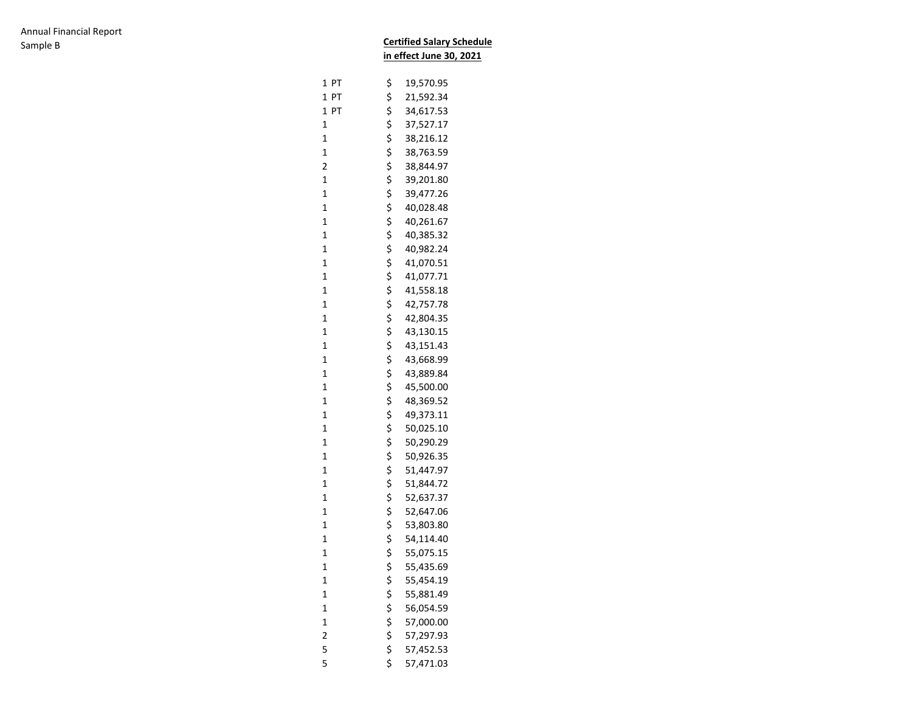Annual Financial Report
Sample B

**Certified Salary Schedule in effect June 30, 2021**

| | |
|---|---|
| 1 PT | $ 19,570.95 |
| 1 PT | $ 21,592.34 |
| 1 PT | $ 34,617.53 |
| 1 | $ 37,527.17 |
| 1 | $ 38,216.12 |
| 1 | $ 38,763.59 |
| 2 | $ 38,844.97 |
| 1 | $ 39,201.80 |
| 1 | $ 39,477.26 |
| 1 | $ 40,028.48 |
| 1 | $ 40,261.67 |
| 1 | $ 40,385.32 |
| 1 | $ 40,982.24 |
| 1 | $ 41,070.51 |
| 1 | $ 41,077.71 |
| 1 | $ 41,558.18 |
| 1 | $ 42,757.78 |
| 1 | $ 42,804.35 |
| 1 | $ 43,130.15 |
| 1 | $ 43,151.43 |
| 1 | $ 43,668.99 |
| 1 | $ 43,889.84 |
| 1 | $ 45,500.00 |
| 1 | $ 48,369.52 |
| 1 | $ 49,373.11 |
| 1 | $ 50,025.10 |
| 1 | $ 50,290.29 |
| 1 | $ 50,926.35 |
| 1 | $ 51,447.97 |
| 1 | $ 51,844.72 |
| 1 | $ 52,637.37 |
| 1 | $ 52,647.06 |
| 1 | $ 53,803.80 |
| 1 | $ 54,114.40 |
| 1 | $ 55,075.15 |
| 1 | $ 55,435.69 |
| 1 | $ 55,454.19 |
| 1 | $ 55,881.49 |
| 1 | $ 56,054.59 |
| 1 | $ 57,000.00 |
| 2 | $ 57,297.93 |
| 5 | $ 57,452.53 |
| 5 | $ 57,471.03 |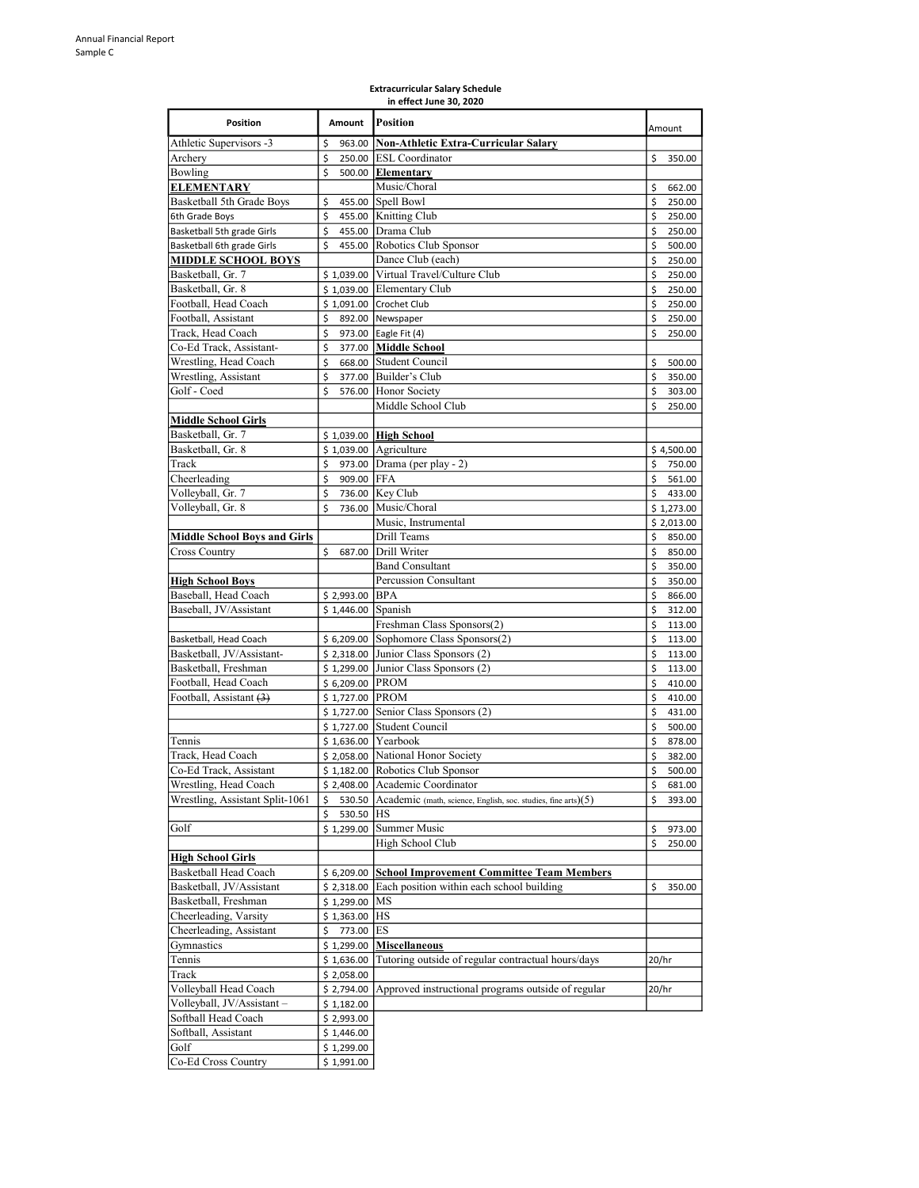Annual Financial Report
Sample C

**Extracurricular Salary Schedule**
**in effect June 30, 2020**

| Position | Amount | Position | Amount |
|---|---|---|---|
| Athletic Supervisors -3 | $ 963.00 | **Non-Athletic Extra-Curricular Salary** | |
| Archery | $ 250.00 | ESL Coordinator | $ 350.00 |
| Bowling | $ 500.00 | **Elementary** | |
| **ELEMENTARY** | | Music/Choral | $ 662.00 |
| Basketball 5th Grade Boys | $ 455.00 | Spell Bowl | $ 250.00 |
| 6th Grade Boys | $ 455.00 | Knitting Club | $ 250.00 |
| Basketball 5th grade Girls | $ 455.00 | Drama Club | $ 250.00 |
| Basketball 6th grade Girls | $ 455.00 | Robotics Club Sponsor | $ 500.00 |
| **MIDDLE SCHOOL BOYS** | | Dance Club (each) | $ 250.00 |
| Basketball, Gr. 7 | $ 1,039.00 | Virtual Travel/Culture Club | $ 250.00 |
| Basketball, Gr. 8 | $ 1,039.00 | Elementary Club | $ 250.00 |
| Football, Head Coach | $ 1,091.00 | Crochet Club | $ 250.00 |
| Football, Assistant | $ 892.00 | Newspaper | $ 250.00 |
| Track, Head Coach | $ 973.00 | Eagle Fit (4) | $ 250.00 |
| Co-Ed Track, Assistant- | $ 377.00 | **Middle School** | |
| Wrestling, Head Coach | $ 668.00 | Student Council | $ 500.00 |
| Wrestling, Assistant | $ 377.00 | Builder's Club | $ 350.00 |
| Golf - Coed | $ 576.00 | Honor Society | $ 303.00 |
| | | Middle School Club | $ 250.00 |
| **Middle School Girls** | | | |
| Basketball, Gr. 7 | $ 1,039.00 | **High School** | |
| Basketball, Gr. 8 | $ 1,039.00 | Agriculture | $ 4,500.00 |
| Track | $ 973.00 | Drama (per play - 2) | $ 750.00 |
| Cheerleading | $ 909.00 | FFA | $ 561.00 |
| Volleyball, Gr. 7 | $ 736.00 | Key Club | $ 433.00 |
| Volleyball, Gr. 8 | $ 736.00 | Music/Choral | $ 1,273.00 |
| | | Music, Instrumental | $ 2,013.00 |
| **Middle School Boys and Girls** | | Drill Teams | $ 850.00 |
| Cross Country | $ 687.00 | Drill Writer | $ 850.00 |
| | | Band Consultant | $ 350.00 |
| **High School Boys** | | Percussion Consultant | $ 350.00 |
| Baseball, Head Coach | $ 2,993.00 | BPA | $ 866.00 |
| Baseball, JV/Assistant | $ 1,446.00 | Spanish | $ 312.00 |
| | | Freshman Class Sponsors(2) | $ 113.00 |
| Basketball, Head Coach | $ 6,209.00 | Sophomore Class Sponsors(2) | $ 113.00 |
| Basketball, JV/Assistant- | $ 2,318.00 | Junior Class Sponsors (2) | $ 113.00 |
| Basketball, Freshman | $ 1,299.00 | Junior Class Sponsors (2) | $ 113.00 |
| Football, Head Coach | $ 6,209.00 | PROM | $ 410.00 |
| Football, Assistant ~~(3)~~ | $ 1,727.00 | PROM | $ 410.00 |
| | $ 1,727.00 | Senior Class Sponsors (2) | $ 431.00 |
| | $ 1,727.00 | Student Council | $ 500.00 |
| Tennis | $ 1,636.00 | Yearbook | $ 878.00 |
| Track, Head Coach | $ 2,058.00 | National Honor Society | $ 382.00 |
| Co-Ed Track, Assistant | $ 1,182.00 | Robotics Club Sponsor | $ 500.00 |
| Wrestling, Head Coach | $ 2,408.00 | Academic Coordinator | $ 681.00 |
| Wrestling, Assistant Split-1061 | $ 530.50 | Academic (math, science, English, soc. studies, fine arts)(5) | $ 393.00 |
| | $ 530.50 | HS | |
| Golf | $ 1,299.00 | Summer Music | $ 973.00 |
| | | High School Club | $ 250.00 |
| **High School Girls** | | | |
| Basketball Head Coach | $ 6,209.00 | **School Improvement Committee Team Members** | |
| Basketball, JV/Assistant | $ 2,318.00 | Each position within each school building | $ 350.00 |
| Basketball, Freshman | $ 1,299.00 | MS | |
| Cheerleading, Varsity | $ 1,363.00 | HS | |
| Cheerleading, Assistant | $ 773.00 | ES | |
| Gymnastics | $ 1,299.00 | **Miscellaneous** | |
| Tennis | $ 1,636.00 | Tutoring outside of regular contractual hours/days | 20/hr |
| Track | $ 2,058.00 | | |
| Volleyball Head Coach | $ 2,794.00 | Approved instructional programs outside of regular | 20/hr |
| Volleyball, JV/Assistant – | $ 1,182.00 | | |
| Softball Head Coach | $ 2,993.00 | | |
| Softball, Assistant | $ 1,446.00 | | |
| Golf | $ 1,299.00 | | |
| Co-Ed Cross Country | $ 1,991.00 | | |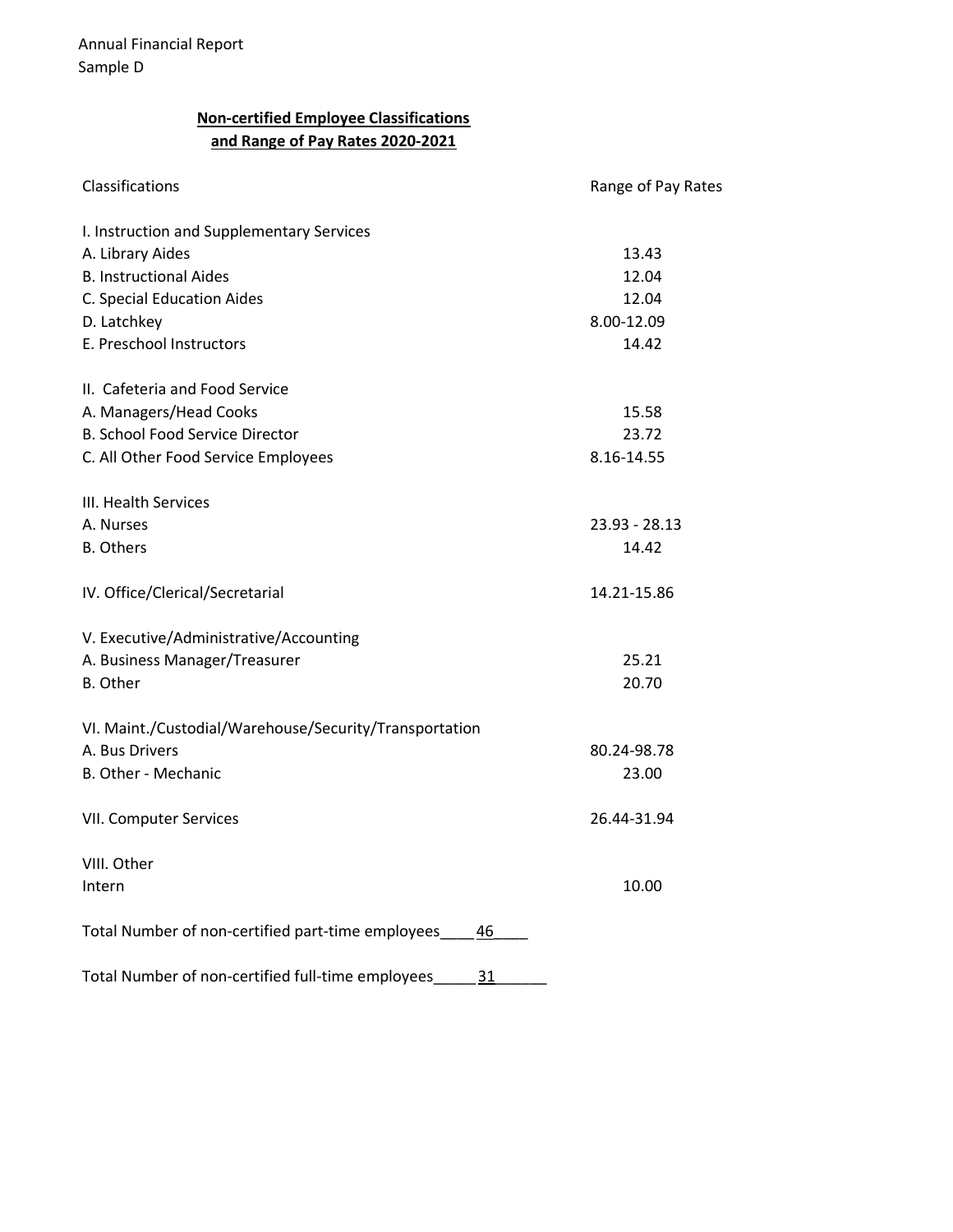Annual Financial Report
Sample D

## Non-certified Employee Classifications and Range of Pay Rates 2020-2021

| Classifications | Range of Pay Rates |
|---|---|
| I. Instruction and Supplementary Services | |
| A. Library Aides | 13.43 |
| B. Instructional Aides | 12.04 |
| C. Special Education Aides | 12.04 |
| D. Latchkey | 8.00-12.09 |
| E. Preschool Instructors | 14.42 |
| | |
| II. Cafeteria and Food Service | |
| A. Managers/Head Cooks | 15.58 |
| B. School Food Service Director | 23.72 |
| C. All Other Food Service Employees | 8.16-14.55 |
| | |
| III. Health Services | |
| A. Nurses | 23.93 - 28.13 |
| B. Others | 14.42 |
| | |
| IV. Office/Clerical/Secretarial | 14.21-15.86 |
| | |
| V. Executive/Administrative/Accounting | |
| A. Business Manager/Treasurer | 25.21 |
| B. Other | 20.70 |
| | |
| VI. Maint./Custodial/Warehouse/Security/Transportation | |
| A. Bus Drivers | 80.24-98.78 |
| B. Other - Mechanic | 23.00 |
| | |
| VII. Computer Services | 26.44-31.94 |
| | |
| VIII. Other | |
| Intern | 10.00 |

Total Number of non-certified part-time employees____46____

Total Number of non-certified full-time employees_____31______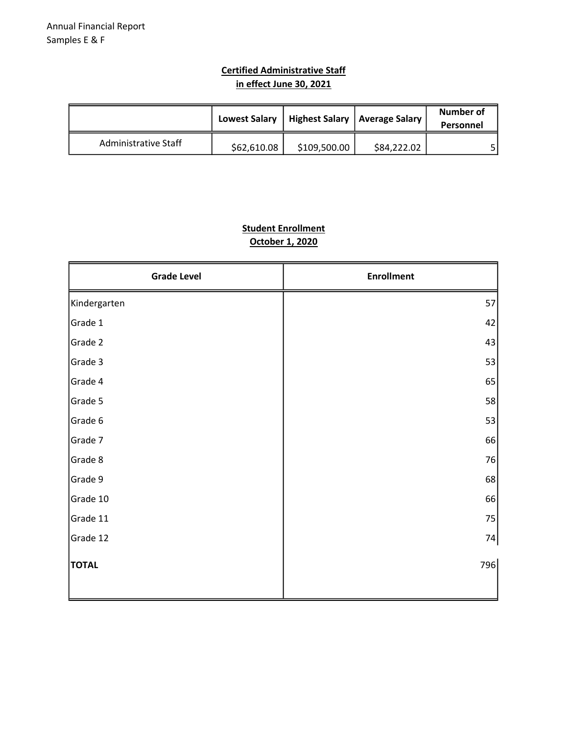## Certified Administrative Staff
## in effect June 30, 2021

| | Lowest Salary | Highest Salary | Average Salary | Number of Personnel |
|---|---|---|---|---|
| Administrative Staff | $62,610.08 | $109,500.00 | $84,222.02 | 5 |

## Student Enrollment
## October 1, 2020

| Grade Level | Enrollment |
|---|---|
| Kindergarten | 57 |
| Grade 1 | 42 |
| Grade 2 | 43 |
| Grade 3 | 53 |
| Grade 4 | 65 |
| Grade 5 | 58 |
| Grade 6 | 53 |
| Grade 7 | 66 |
| Grade 8 | 76 |
| Grade 9 | 68 |
| Grade 10 | 66 |
| Grade 11 | 75 |
| Grade 12 | 74 |
| **TOTAL** | 796 |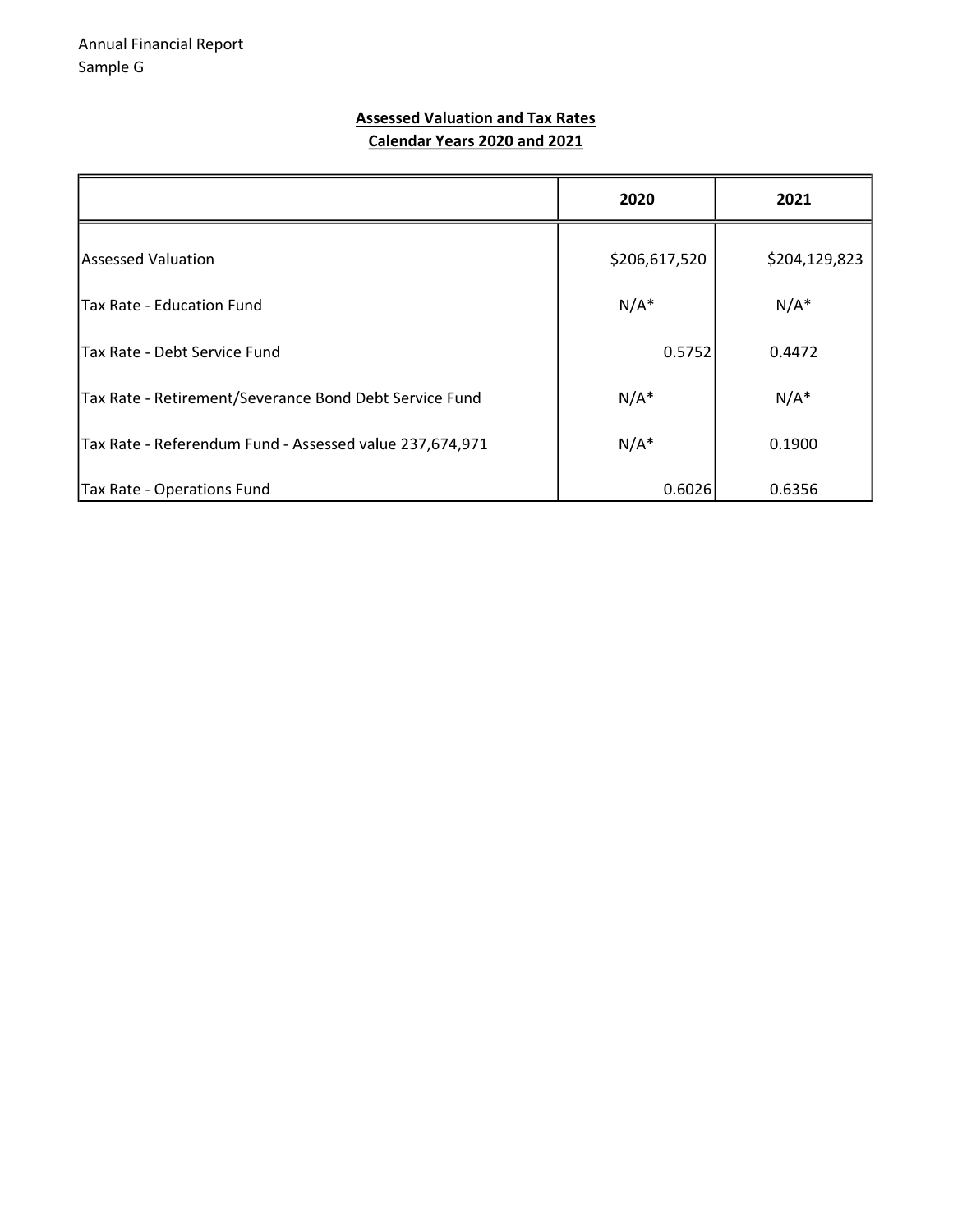Annual Financial Report
Sample G

## Assessed Valuation and Tax Rates
## Calendar Years 2020 and 2021

| | 2020 | 2021 |
|---|---|---|
| Assessed Valuation | $206,617,520 | $204,129,823 |
| Tax Rate - Education Fund | N/A* | N/A* |
| Tax Rate - Debt Service Fund | 0.5752 | 0.4472 |
| Tax Rate - Retirement/Severance Bond Debt Service Fund | N/A* | N/A* |
| Tax Rate - Referendum Fund - Assessed value 237,674,971 | N/A* | 0.1900 |
| Tax Rate - Operations Fund | 0.6026 | 0.6356 |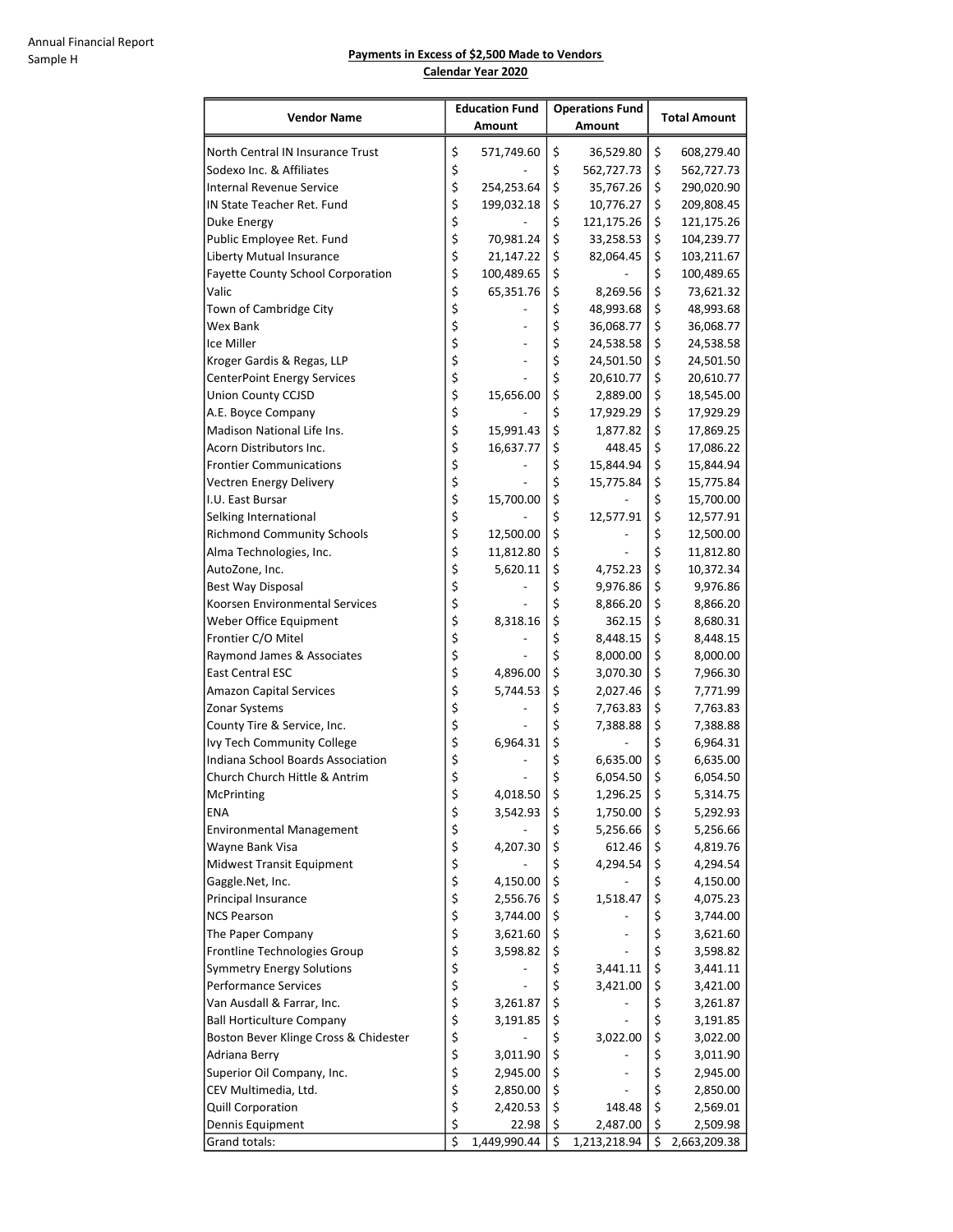Annual Financial Report
Sample H

**Payments in Excess of $2,500 Made to Vendors**
**Calendar Year 2020**

| Vendor Name | Education Fund Amount | Operations Fund Amount | Total Amount |
|---|---|---|---|
| North Central IN Insurance Trust | $ 571,749.60 | $ 36,529.80 | $ 608,279.40 |
| Sodexo Inc. & Affiliates | $ - | $ 562,727.73 | $ 562,727.73 |
| Internal Revenue Service | $ 254,253.64 | $ 35,767.26 | $ 290,020.90 |
| IN State Teacher Ret. Fund | $ 199,032.18 | $ 10,776.27 | $ 209,808.45 |
| Duke Energy | $ - | $ 121,175.26 | $ 121,175.26 |
| Public Employee Ret. Fund | $ 70,981.24 | $ 33,258.53 | $ 104,239.77 |
| Liberty Mutual Insurance | $ 21,147.22 | $ 82,064.45 | $ 103,211.67 |
| Fayette County School Corporation | $ 100,489.65 | $ - | $ 100,489.65 |
| Valic | $ 65,351.76 | $ 8,269.56 | $ 73,621.32 |
| Town of Cambridge City | $ - | $ 48,993.68 | $ 48,993.68 |
| Wex Bank | $ - | $ 36,068.77 | $ 36,068.77 |
| Ice Miller | $ - | $ 24,538.58 | $ 24,538.58 |
| Kroger Gardis & Regas, LLP | $ - | $ 24,501.50 | $ 24,501.50 |
| CenterPoint Energy Services | $ - | $ 20,610.77 | $ 20,610.77 |
| Union County CCJSD | $ 15,656.00 | $ 2,889.00 | $ 18,545.00 |
| A.E. Boyce Company | $ - | $ 17,929.29 | $ 17,929.29 |
| Madison National Life Ins. | $ 15,991.43 | $ 1,877.82 | $ 17,869.25 |
| Acorn Distributors Inc. | $ 16,637.77 | $ 448.45 | $ 17,086.22 |
| Frontier Communications | $ - | $ 15,844.94 | $ 15,844.94 |
| Vectren Energy Delivery | $ - | $ 15,775.84 | $ 15,775.84 |
| I.U. East Bursar | $ 15,700.00 | $ - | $ 15,700.00 |
| Selking International | $ - | $ 12,577.91 | $ 12,577.91 |
| Richmond Community Schools | $ 12,500.00 | $ - | $ 12,500.00 |
| Alma Technologies, Inc. | $ 11,812.80 | $ - | $ 11,812.80 |
| AutoZone, Inc. | $ 5,620.11 | $ 4,752.23 | $ 10,372.34 |
| Best Way Disposal | $ - | $ 9,976.86 | $ 9,976.86 |
| Koorsen Environmental Services | $ - | $ 8,866.20 | $ 8,866.20 |
| Weber Office Equipment | $ 8,318.16 | $ 362.15 | $ 8,680.31 |
| Frontier C/O Mitel | $ - | $ 8,448.15 | $ 8,448.15 |
| Raymond James & Associates | $ - | $ 8,000.00 | $ 8,000.00 |
| East Central ESC | $ 4,896.00 | $ 3,070.30 | $ 7,966.30 |
| Amazon Capital Services | $ 5,744.53 | $ 2,027.46 | $ 7,771.99 |
| Zonar Systems | $ - | $ 7,763.83 | $ 7,763.83 |
| County Tire & Service, Inc. | $ - | $ 7,388.88 | $ 7,388.88 |
| Ivy Tech Community College | $ 6,964.31 | $ - | $ 6,964.31 |
| Indiana School Boards Association | $ - | $ 6,635.00 | $ 6,635.00 |
| Church Church Hittle & Antrim | $ - | $ 6,054.50 | $ 6,054.50 |
| McPrinting | $ 4,018.50 | $ 1,296.25 | $ 5,314.75 |
| ENA | $ 3,542.93 | $ 1,750.00 | $ 5,292.93 |
| Environmental Management | $ - | $ 5,256.66 | $ 5,256.66 |
| Wayne Bank Visa | $ 4,207.30 | $ 612.46 | $ 4,819.76 |
| Midwest Transit Equipment | $ - | $ 4,294.54 | $ 4,294.54 |
| Gaggle.Net, Inc. | $ 4,150.00 | $ - | $ 4,150.00 |
| Principal Insurance | $ 2,556.76 | $ 1,518.47 | $ 4,075.23 |
| NCS Pearson | $ 3,744.00 | $ - | $ 3,744.00 |
| The Paper Company | $ 3,621.60 | $ - | $ 3,621.60 |
| Frontline Technologies Group | $ 3,598.82 | $ - | $ 3,598.82 |
| Symmetry Energy Solutions | $ - | $ 3,441.11 | $ 3,441.11 |
| Performance Services | $ - | $ 3,421.00 | $ 3,421.00 |
| Van Ausdall & Farrar, Inc. | $ 3,261.87 | $ - | $ 3,261.87 |
| Ball Horticulture Company | $ 3,191.85 | $ - | $ 3,191.85 |
| Boston Bever Klinge Cross & Chidester | $ - | $ 3,022.00 | $ 3,022.00 |
| Adriana Berry | $ 3,011.90 | $ - | $ 3,011.90 |
| Superior Oil Company, Inc. | $ 2,945.00 | $ - | $ 2,945.00 |
| CEV Multimedia, Ltd. | $ 2,850.00 | $ - | $ 2,850.00 |
| Quill Corporation | $ 2,420.53 | $ 148.48 | $ 2,569.01 |
| Dennis Equipment | $ 22.98 | $ 2,487.00 | $ 2,509.98 |
| Grand totals: | $ 1,449,990.44 | $ 1,213,218.94 | $ 2,663,209.38 |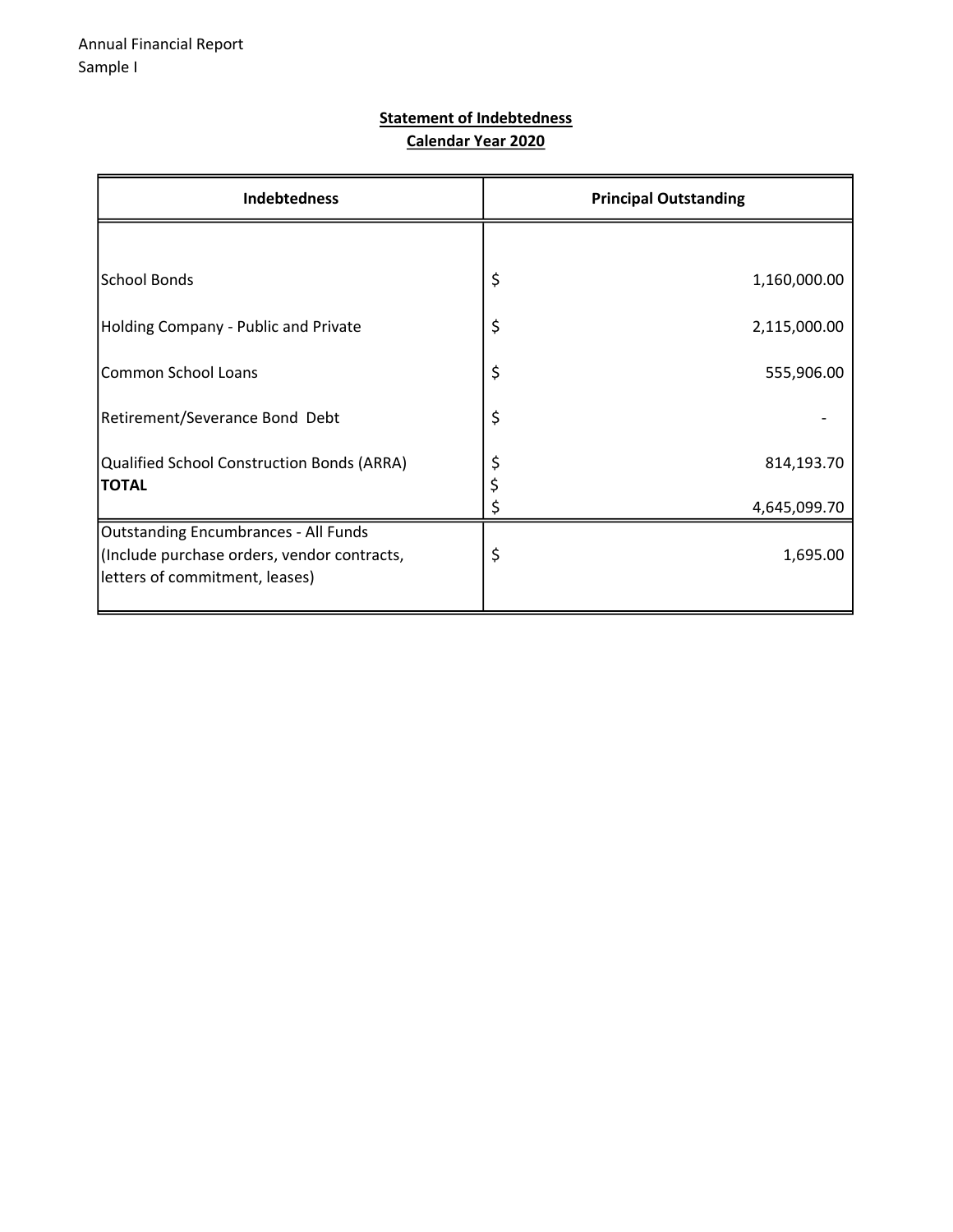Annual Financial Report
Sample I

**Statement of Indebtedness**
**Calendar Year 2020**

| Indebtedness | Principal Outstanding |
|---|---|
| School Bonds | $ 1,160,000.00 |
| Holding Company - Public and Private | $ 2,115,000.00 |
| Common School Loans | $ 555,906.00 |
| Retirement/Severance Bond Debt | $ - |
| Qualified School Construction Bonds (ARRA) | $ 814,193.70 |
| **TOTAL** | $ 4,645,099.70 |
| Outstanding Encumbrances - All Funds (Include purchase orders, vendor contracts, letters of commitment, leases) | $ 1,695.00 |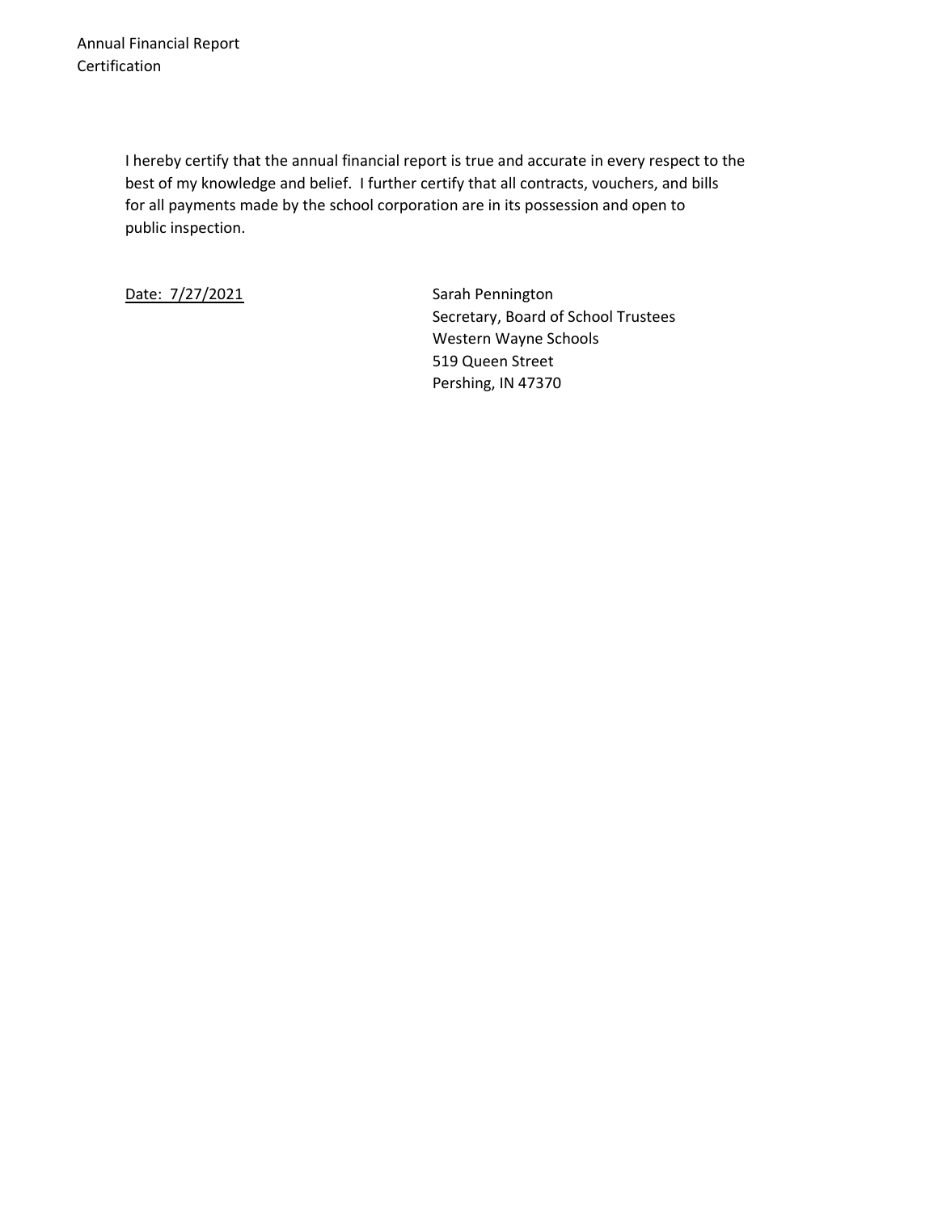Annual Financial Report
Certification

I hereby certify that the annual financial report is true and accurate in every respect to the best of my knowledge and belief. I further certify that all contracts, vouchers, and bills for all payments made by the school corporation are in its possession and open to public inspection.

Date: 7/27/2021

Sarah Pennington
Secretary, Board of School Trustees
Western Wayne Schools
519 Queen Street
Pershing, IN 47370